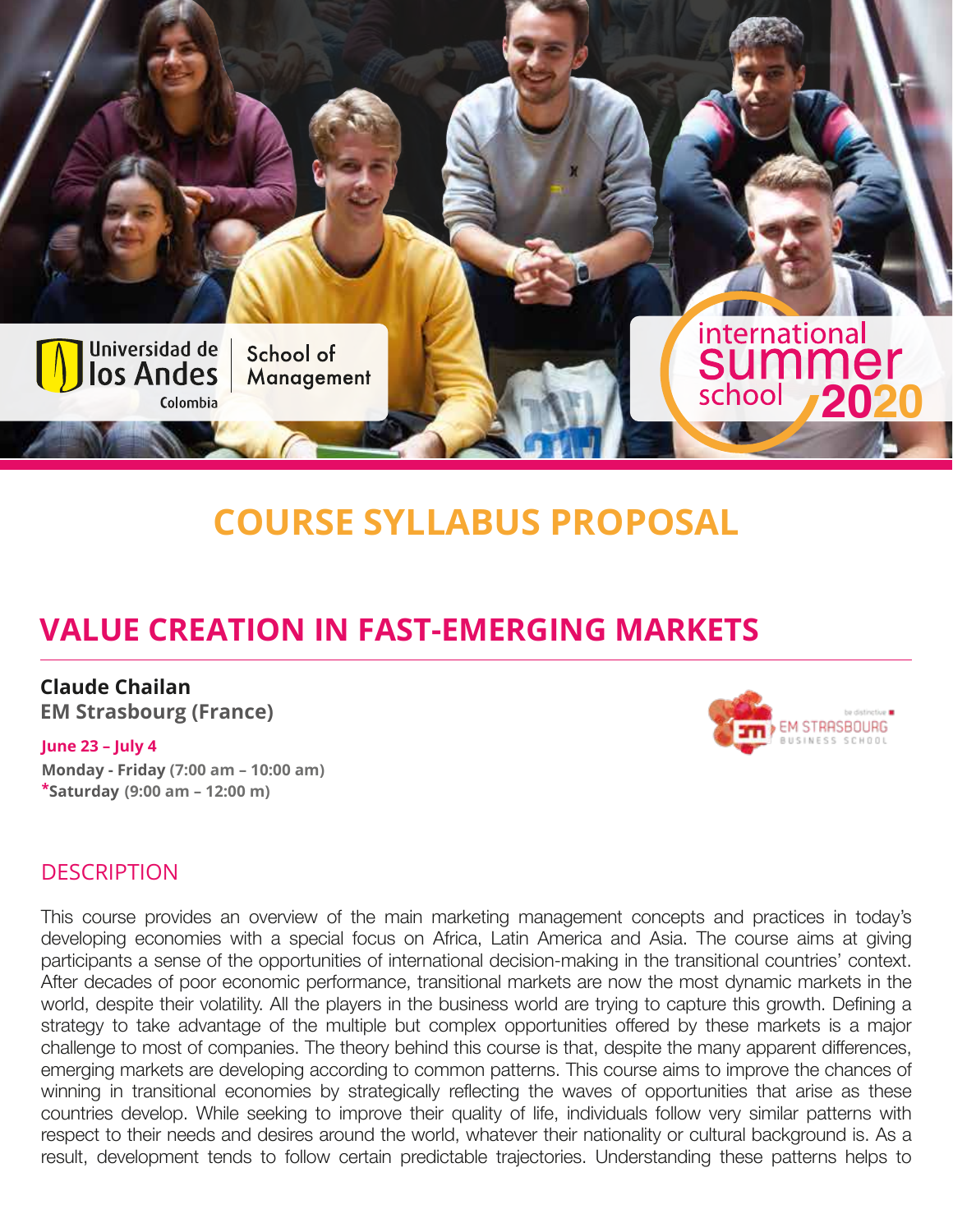Universidad de los Andes Colombia | School of Management

international summer school 2020

# COURSE SYLLABUS PROPOSAL

## VALUE CREATION IN FAST-EMERGING MARKETS

**Claude Chailan**
**EM Strasbourg (France)**

**June 23 – July 4**
**Monday - Friday (7:00 am – 10:00 am)**
***Saturday (9:00 am – 12:00 m)**

### DESCRIPTION

This course provides an overview of the main marketing management concepts and practices in today's developing economies with a special focus on Africa, Latin America and Asia. The course aims at giving participants a sense of the opportunities of international decision-making in the transitional countries' context. After decades of poor economic performance, transitional markets are now the most dynamic markets in the world, despite their volatility. All the players in the business world are trying to capture this growth. Defining a strategy to take advantage of the multiple but complex opportunities offered by these markets is a major challenge to most of companies. The theory behind this course is that, despite the many apparent differences, emerging markets are developing according to common patterns. This course aims to improve the chances of winning in transitional economies by strategically reflecting the waves of opportunities that arise as these countries develop. While seeking to improve their quality of life, individuals follow very similar patterns with respect to their needs and desires around the world, whatever their nationality or cultural background is. As a result, development tends to follow certain predictable trajectories. Understanding these patterns helps to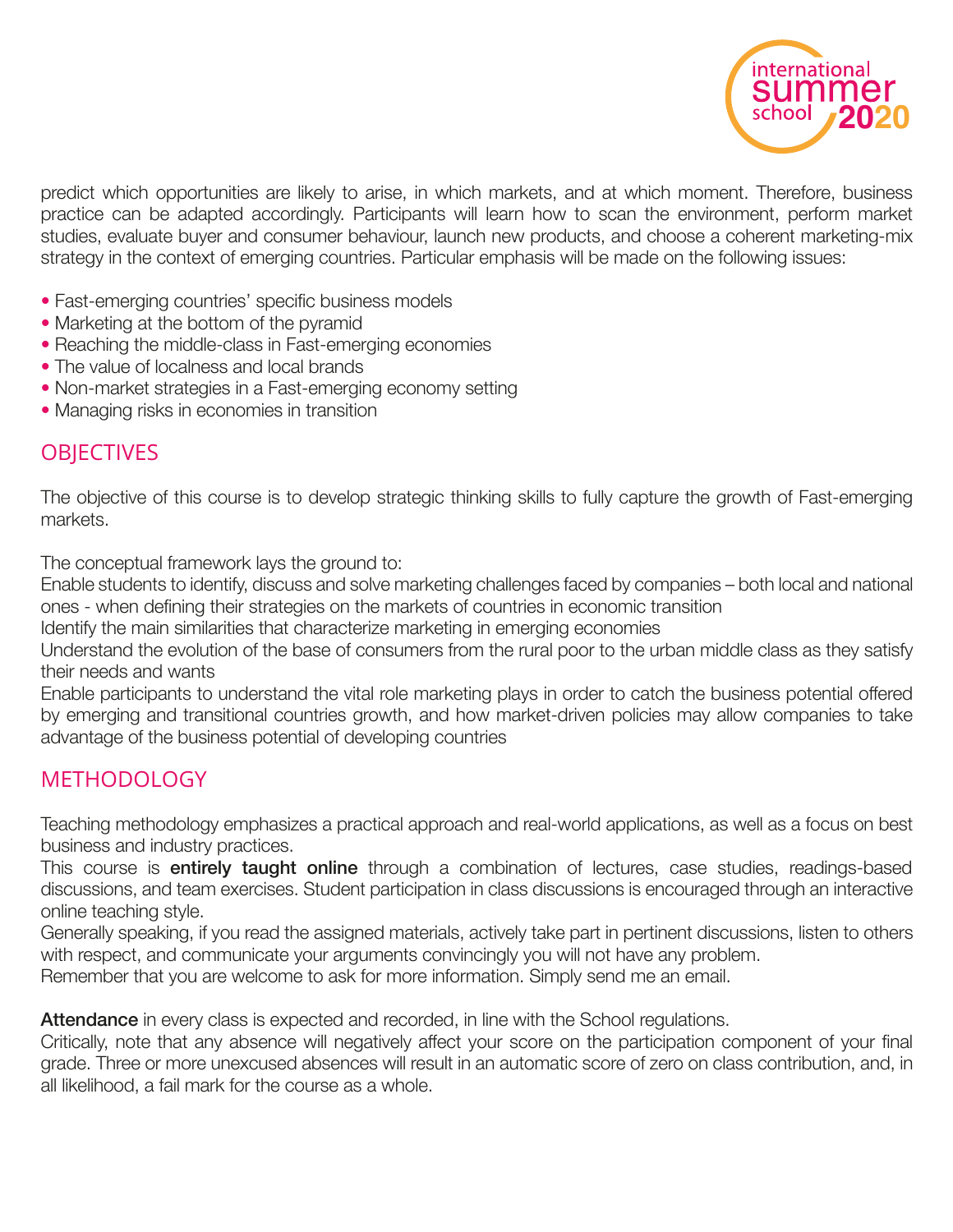predict which opportunities are likely to arise, in which markets, and at which moment. Therefore, business practice can be adapted accordingly. Participants will learn how to scan the environment, perform market studies, evaluate buyer and consumer behaviour, launch new products, and choose a coherent marketing-mix strategy in the context of emerging countries. Particular emphasis will be made on the following issues:

- Fast-emerging countries' specific business models
- Marketing at the bottom of the pyramid
- Reaching the middle-class in Fast-emerging economies
- The value of localness and local brands
- Non-market strategies in a Fast-emerging economy setting
- Managing risks in economies in transition

## OBJECTIVES

The objective of this course is to develop strategic thinking skills to fully capture the growth of Fast-emerging markets.

The conceptual framework lays the ground to:

Enable students to identify, discuss and solve marketing challenges faced by companies – both local and national ones - when defining their strategies on the markets of countries in economic transition

Identify the main similarities that characterize marketing in emerging economies

Understand the evolution of the base of consumers from the rural poor to the urban middle class as they satisfy their needs and wants

Enable participants to understand the vital role marketing plays in order to catch the business potential offered by emerging and transitional countries growth, and how market-driven policies may allow companies to take advantage of the business potential of developing countries

## METHODOLOGY

Teaching methodology emphasizes a practical approach and real-world applications, as well as a focus on best business and industry practices.

This course is **entirely taught online** through a combination of lectures, case studies, readings-based discussions, and team exercises. Student participation in class discussions is encouraged through an interactive online teaching style.

Generally speaking, if you read the assigned materials, actively take part in pertinent discussions, listen to others with respect, and communicate your arguments convincingly you will not have any problem.

Remember that you are welcome to ask for more information. Simply send me an email.

**Attendance** in every class is expected and recorded, in line with the School regulations.

Critically, note that any absence will negatively affect your score on the participation component of your final grade. Three or more unexcused absences will result in an automatic score of zero on class contribution, and, in all likelihood, a fail mark for the course as a whole.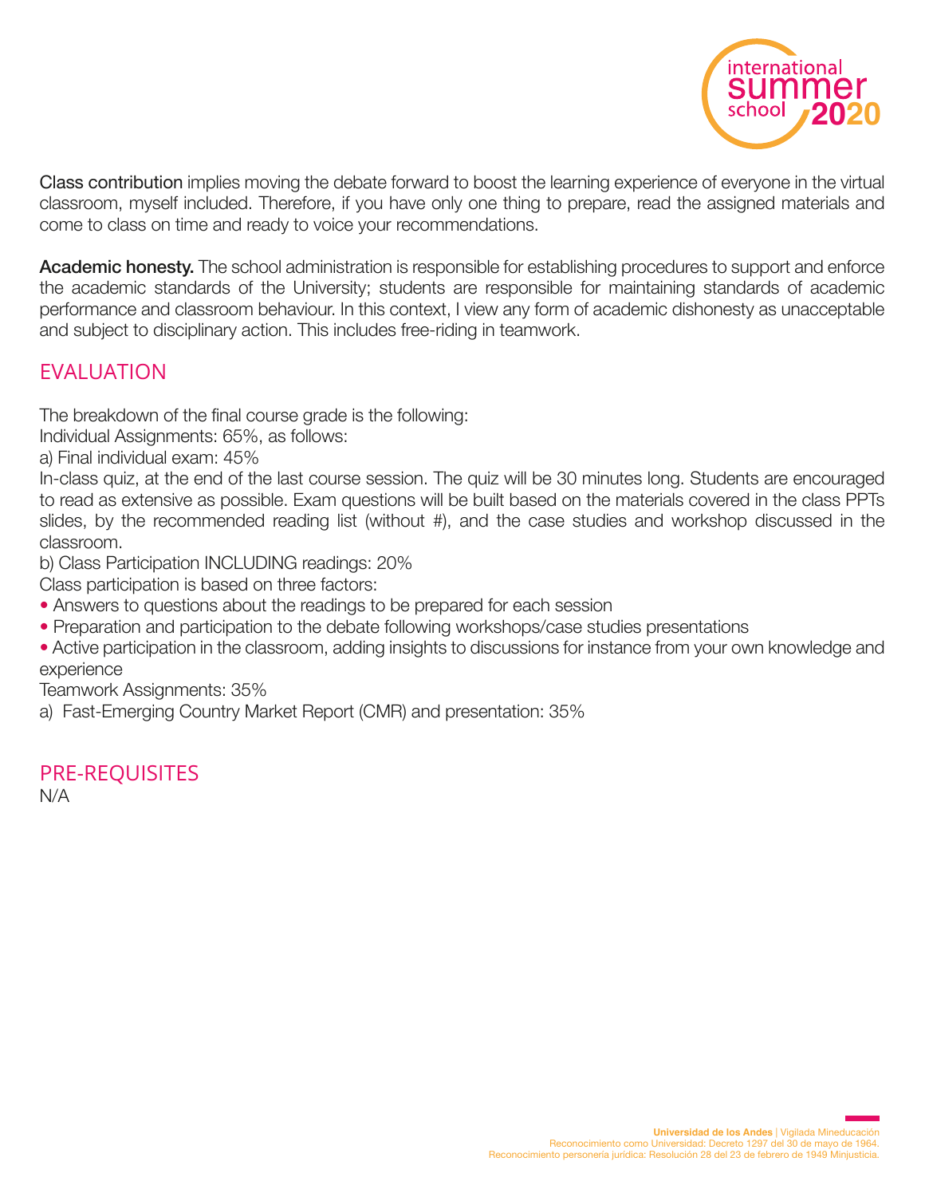**Class contribution** implies moving the debate forward to boost the learning experience of everyone in the virtual classroom, myself included. Therefore, if you have only one thing to prepare, read the assigned materials and come to class on time and ready to voice your recommendations.

**Academic honesty.** The school administration is responsible for establishing procedures to support and enforce the academic standards of the University; students are responsible for maintaining standards of academic performance and classroom behaviour. In this context, I view any form of academic dishonesty as unacceptable and subject to disciplinary action. This includes free-riding in teamwork.

## EVALUATION

The breakdown of the final course grade is the following:

Individual Assignments: 65%, as follows:

a) Final individual exam: 45%

In-class quiz, at the end of the last course session. The quiz will be 30 minutes long. Students are encouraged to read as extensive as possible. Exam questions will be built based on the materials covered in the class PPTs slides, by the recommended reading list (without #), and the case studies and workshop discussed in the classroom.

b) Class Participation INCLUDING readings: 20%

Class participation is based on three factors:

- Answers to questions about the readings to be prepared for each session
- Preparation and participation to the debate following workshops/case studies presentations
- Active participation in the classroom, adding insights to discussions for instance from your own knowledge and experience

Teamwork Assignments: 35%

a) Fast-Emerging Country Market Report (CMR) and presentation: 35%

## PRE-REQUISITES

N/A